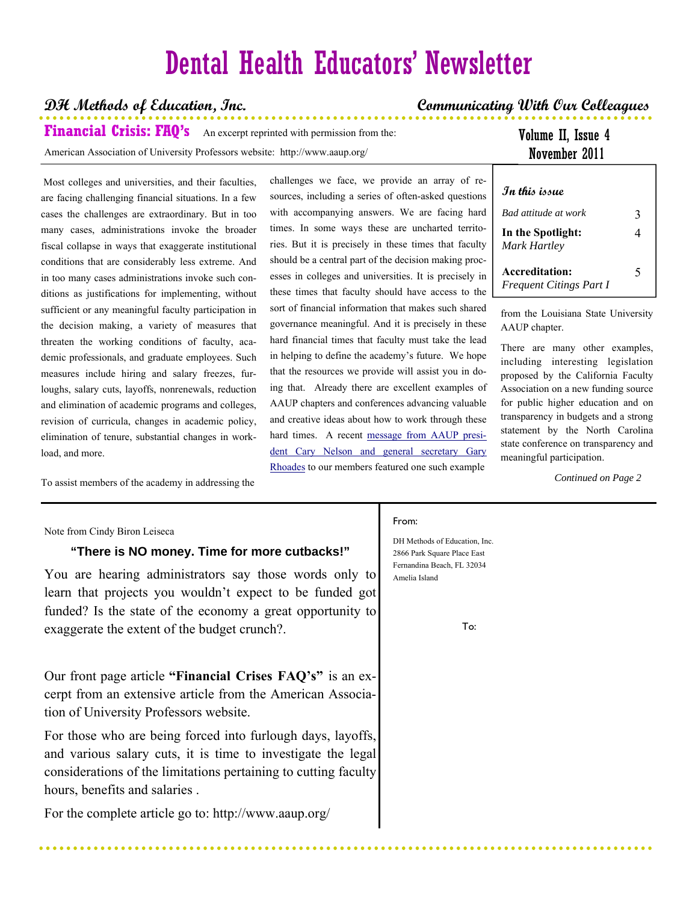# Dental Health Educators' Newsletter

**DH Methods of Education, Inc.** — **Communicating With Our Colleagues**

Volume II, Issue 4
November 2011

## Financial Crisis: FAQ's

An excerpt reprinted with permission from the: American Association of University Professors website: http://www.aaup.org/

Most colleges and universities, and their faculties, are facing challenging financial situations. In a few cases the challenges are extraordinary. But in too many cases, administrations invoke the broader fiscal collapse in ways that exaggerate institutional conditions that are considerably less extreme. And in too many cases administrations invoke such conditions as justifications for implementing, without sufficient or any meaningful faculty participation in the decision making, a variety of measures that threaten the working conditions of faculty, academic professionals, and graduate employees. Such measures include hiring and salary freezes, furloughs, salary cuts, layoffs, nonrenewals, reduction and elimination of academic programs and colleges, revision of curricula, changes in academic policy, elimination of tenure, substantial changes in workload, and more.

To assist members of the academy in addressing the challenges we face, we provide an array of resources, including a series of often-asked questions with accompanying answers. We are facing hard times. In some ways these are uncharted territories. But it is precisely in these times that faculty should be a central part of the decision making processes in colleges and universities. It is precisely in these times that faculty should have access to the sort of financial information that makes such shared governance meaningful. And it is precisely in these hard financial times that faculty must take the lead in helping to define the academy's future. We hope that the resources we provide will assist you in doing that. Already there are excellent examples of AAUP chapters and conferences advancing valuable and creative ideas about how to work through these hard times. A recent message from AAUP president Cary Nelson and general secretary Gary Rhoades to our members featured one such example from the Louisiana State University AAUP chapter.

There are many other examples, including interesting legislation proposed by the California Faculty Association on a new funding source for public higher education and on transparency in budgets and a strong statement by the North Carolina state conference on transparency and meaningful participation.

*Continued on Page 2*

### In this issue

| | |
|---|---|
| *Bad attitude at work* | 3 |
| **In the Spotlight:** *Mark Hartley* | 4 |
| **Accreditation:** *Frequent Citings Part I* | 5 |

Note from Cindy Biron Leiseca

**"There is NO money. Time for more cutbacks!"**

You are hearing administrators say those words only to learn that projects you wouldn't expect to be funded got funded? Is the state of the economy a great opportunity to exaggerate the extent of the budget crunch?.

Our front page article **"Financial Crises FAQ's"** is an excerpt from an extensive article from the American Association of University Professors website.

For those who are being forced into furlough days, layoffs, and various salary cuts, it is time to investigate the legal considerations of the limitations pertaining to cutting faculty hours, benefits and salaries .

For the complete article go to: http://www.aaup.org/

From:

DH Methods of Education, Inc.
2866 Park Square Place East
Fernandina Beach, FL 32034
Amelia Island

To: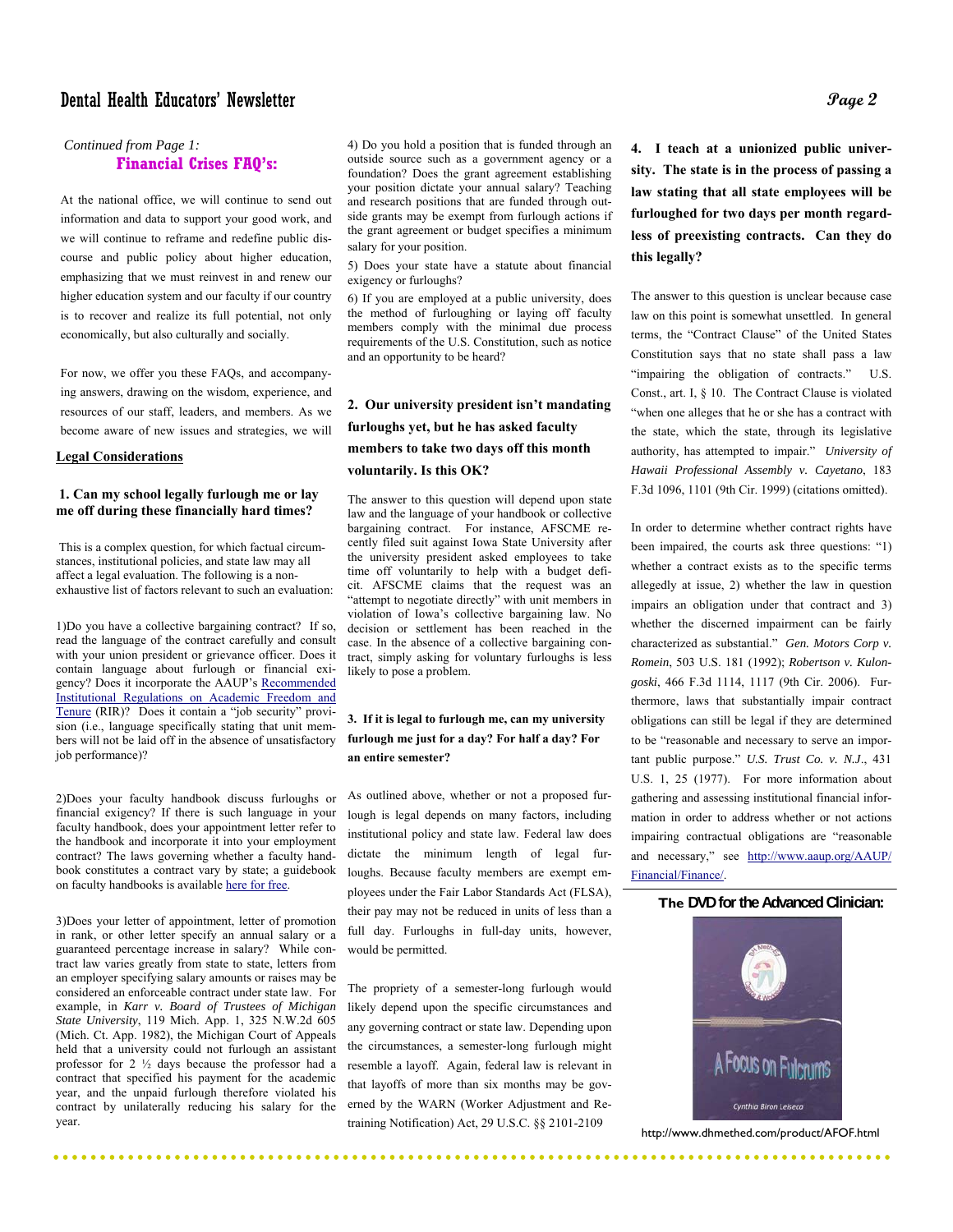*Continued from Page 1:*

## Financial Crises FAQ's:

At the national office, we will continue to send out information and data to support your good work, and we will continue to reframe and redefine public discourse and public policy about higher education, emphasizing that we must reinvest in and renew our higher education system and our faculty if our country is to recover and realize its full potential, not only economically, but also culturally and socially.

For now, we offer you these FAQs, and accompanying answers, drawing on the wisdom, experience, and resources of our staff, leaders, and members. As we become aware of new issues and strategies, we will

**Legal Considerations**

### 1. Can my school legally furlough me or lay me off during these financially hard times?

This is a complex question, for which factual circumstances, institutional policies, and state law may all affect a legal evaluation. The following is a non-exhaustive list of factors relevant to such an evaluation:

1)Do you have a collective bargaining contract? If so, read the language of the contract carefully and consult with your union president or grievance officer. Does it contain language about furlough or financial exigency? Does it incorporate the AAUP's Recommended Institutional Regulations on Academic Freedom and Tenure (RIR)? Does it contain a "job security" provision (i.e., language specifically stating that unit members will not be laid off in the absence of unsatisfactory job performance)?

2)Does your faculty handbook discuss furloughs or financial exigency? If there is such language in your faculty handbook, does your appointment letter refer to the handbook and incorporate it into your employment contract? The laws governing whether a faculty handbook constitutes a contract vary by state; a guidebook on faculty handbooks is available here for free.

3)Does your letter of appointment, letter of promotion in rank, or other letter specify an annual salary or a guaranteed percentage increase in salary? While contract law varies greatly from state to state, letters from an employer specifying salary amounts or raises may be considered an enforceable contract under state law. For example, in *Karr v. Board of Trustees of Michigan State University*, 119 Mich. App. 1, 325 N.W.2d 605 (Mich. Ct. App. 1982), the Michigan Court of Appeals held that a university could not furlough an assistant professor for 2 ½ days because the professor had a contract that specified his payment for the academic year, and the unpaid furlough therefore violated his contract by unilaterally reducing his salary for the year.

4) Do you hold a position that is funded through an outside source such as a government agency or a foundation? Does the grant agreement establishing your position dictate your annual salary? Teaching and research positions that are funded through outside grants may be exempt from furlough actions if the grant agreement or budget specifies a minimum salary for your position.

5) Does your state have a statute about financial exigency or furloughs?

6) If you are employed at a public university, does the method of furloughing or laying off faculty members comply with the minimal due process requirements of the U.S. Constitution, such as notice and an opportunity to be heard?

### 2. Our university president isn't mandating furloughs yet, but he has asked faculty members to take two days off this month voluntarily. Is this OK?

The answer to this question will depend upon state law and the language of your handbook or collective bargaining contract. For instance, AFSCME recently filed suit against Iowa State University after the university president asked employees to take time off voluntarily to help with a budget deficit. AFSCME claims that the request was an "attempt to negotiate directly" with unit members in violation of Iowa's collective bargaining law. No decision or settlement has been reached in the case. In the absence of a collective bargaining contract, simply asking for voluntary furloughs is less likely to pose a problem.

### 3. If it is legal to furlough me, can my university furlough me just for a day? For half a day? For an entire semester?

As outlined above, whether or not a proposed furlough is legal depends on many factors, including institutional policy and state law. Federal law does dictate the minimum length of legal furloughs. Because faculty members are exempt employees under the Fair Labor Standards Act (FLSA), their pay may not be reduced in units of less than a full day. Furloughs in full-day units, however, would be permitted.

The propriety of a semester-long furlough would likely depend upon the specific circumstances and any governing contract or state law. Depending upon the circumstances, a semester-long furlough might resemble a layoff. Again, federal law is relevant in that layoffs of more than six months may be governed by the WARN (Worker Adjustment and Retraining Notification) Act, 29 U.S.C. §§ 2101-2109

### 4. I teach at a unionized public university. The state is in the process of passing a law stating that all state employees will be furloughed for two days per month regardless of preexisting contracts. Can they do this legally?

The answer to this question is unclear because case law on this point is somewhat unsettled. In general terms, the "Contract Clause" of the United States Constitution says that no state shall pass a law "impairing the obligation of contracts." U.S. Const., art. I, § 10. The Contract Clause is violated "when one alleges that he or she has a contract with the state, which the state, through its legislative authority, has attempted to impair." *University of Hawaii Professional Assembly v. Cayetano*, 183 F.3d 1096, 1101 (9th Cir. 1999) (citations omitted).

In order to determine whether contract rights have been impaired, the courts ask three questions: "1) whether a contract exists as to the specific terms allegedly at issue, 2) whether the law in question impairs an obligation under that contract and 3) whether the discerned impairment can be fairly characterized as substantial." *Gen. Motors Corp v. Romein*, 503 U.S. 181 (1992); *Robertson v. Kulongoski*, 466 F.3d 1114, 1117 (9th Cir. 2006). Furthermore, laws that substantially impair contract obligations can still be legal if they are determined to be "reasonable and necessary to serve an important public purpose." *U.S. Trust Co. v. N.J.*, 431 U.S. 1, 25 (1977). For more information about gathering and assessing institutional financial information in order to address whether or not actions impairing contractual obligations are "reasonable and necessary," see http://www.aaup.org/AAUP/Financial/Finance/.

**The DVD for the Advanced Clinician:**

A Focus on Fulcrums

Cynthia Biron Leiseca

http://www.dhmethed.com/product/AFOF.html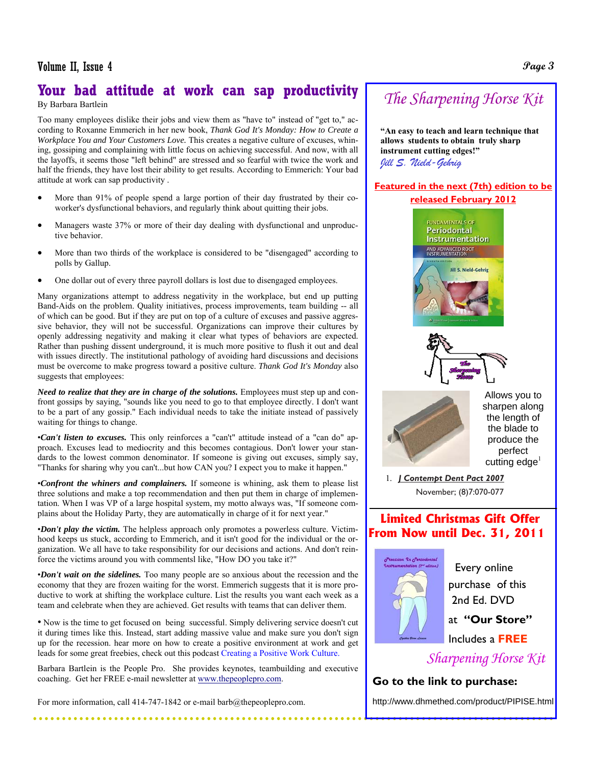## Your bad attitude at work can sap productivity

By Barbara Bartlein

Too many employees dislike their jobs and view them as "have to" instead of "get to," according to Roxanne Emmerich in her new book, *Thank God It's Monday: How to Create a Workplace You and Your Customers Love.* This creates a negative culture of excuses, whining, gossiping and complaining with little focus on achieving successful. And now, with all the layoffs, it seems those "left behind" are stressed and so fearful with twice the work and half the friends, they have lost their ability to get results. According to Emmerich: Your bad attitude at work can sap productivity .

- More than 91% of people spend a large portion of their day frustrated by their co-worker's dysfunctional behaviors, and regularly think about quitting their jobs.
- Managers waste 37% or more of their day dealing with dysfunctional and unproductive behavior.
- More than two thirds of the workplace is considered to be "disengaged" according to polls by Gallup.
- One dollar out of every three payroll dollars is lost due to disengaged employees.

Many organizations attempt to address negativity in the workplace, but end up putting Band-Aids on the problem. Quality initiatives, process improvements, team building -- all of which can be good. But if they are put on top of a culture of excuses and passive aggressive behavior, they will not be successful. Organizations can improve their cultures by openly addressing negativity and making it clear what types of behaviors are expected. Rather than pushing dissent underground, it is much more positive to flush it out and deal with issues directly. The institutional pathology of avoiding hard discussions and decisions must be overcome to make progress toward a positive culture. *Thank God It's Monday* also suggests that employees:

***Need to realize that they are in charge of the solutions.*** Employees must step up and confront gossips by saying, "sounds like you need to go to that employee directly. I don't want to be a part of any gossip." Each individual needs to take the initiate instead of passively waiting for things to change.

•***Can't listen to excuses.*** This only reinforces a "can't" attitude instead of a "can do" approach. Excuses lead to mediocrity and this becomes contagious. Don't lower your standards to the lowest common denominator. If someone is giving out excuses, simply say, "Thanks for sharing why you can't...but how CAN you? I expect you to make it happen."

•***Confront the whiners and complainers.*** If someone is whining, ask them to please list three solutions and make a top recommendation and then put them in charge of implementation. When I was VP of a large hospital system, my motto always was, "If someone complains about the Holiday Party, they are automatically in charge of it for next year."

•***Don't play the victim.*** The helpless approach only promotes a powerless culture. Victimhood keeps us stuck, according to Emmerich, and it isn't good for the individual or the organization. We all have to take responsibility for our decisions and actions. And don't reinforce the victims around you with commentsl like, "How DO you take it?"

•***Don't wait on the sidelines.*** Too many people are so anxious about the recession and the economy that they are frozen waiting for the worst. Emmerich suggests that it is more productive to work at shifting the workplace culture. List the results you want each week as a team and celebrate when they are achieved. Get results with teams that can deliver them.

• Now is the time to get focused on being successful. Simply delivering service doesn't cut it during times like this. Instead, start adding massive value and make sure you don't sign up for the recession. hear more on how to create a positive environment at work and get leads for some great freebies, check out this podcast Creating a Positive Work Culture.

Barbara Bartlein is the People Pro. She provides keynotes, teambuilding and executive coaching. Get her FREE e-mail newsletter at www.thepeoplepro.com.

For more information, call 414-747-1842 or e-mail barb@thepeoplepro.com.

## The Sharpening Horse Kit

**"An easy to teach and learn technique that allows students to obtain truly sharp instrument cutting edges!"**

*Jill S. Nield-Gehrig*

**Featured in the next (7th) edition to be released February 2012**

Allows you to sharpen along the length of the blade to produce the perfect cutting edge[1]

1. *J Contempt Dent Pact 2007* November; (8)7:070-077

## Limited Christmas Gift Offer From Now until Dec. 31, 2011

Every online purchase of this 2nd Ed. DVD at **"Our Store"** Includes a **FREE** *Sharpening Horse Kit*

**Go to the link to purchase:**

http://www.dhmethed.com/product/PIPISE.html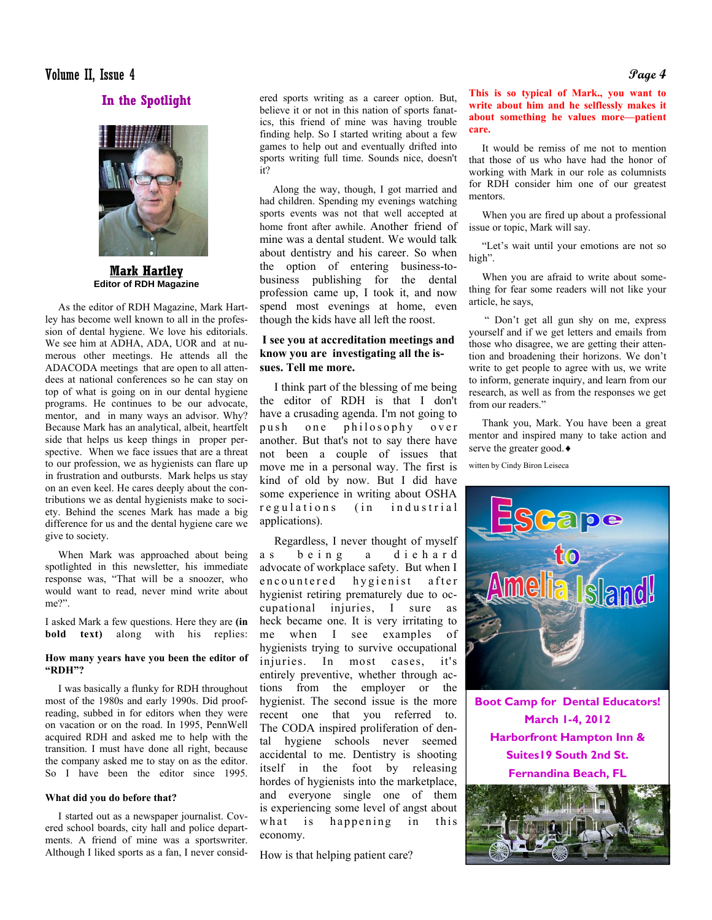## In the Spotlight

**Mark Hartley**
**Editor of RDH Magazine**

As the editor of RDH Magazine, Mark Hartley has become well known to all in the profession of dental hygiene. We love his editorials. We see him at ADHA, ADA, UOR and at numerous other meetings. He attends all the ADACODA meetings that are open to all attendees at national conferences so he can stay on top of what is going on in our dental hygiene programs. He continues to be our advocate, mentor, and in many ways an advisor. Why? Because Mark has an analytical, albeit, heartfelt side that helps us keep things in proper perspective. When we face issues that are a threat to our profession, we as hygienists can flare up in frustration and outbursts. Mark helps us stay on an even keel. He cares deeply about the contributions we as dental hygienists make to society. Behind the scenes Mark has made a big difference for us and the dental hygiene care we give to society.

When Mark was approached about being spotlighted in this newsletter, his immediate response was, "That will be a snoozer, who would want to read, never mind write about me?".

I asked Mark a few questions. Here they are **(in bold text)** along with his replies:

**How many years have you been the editor of "RDH"?**

I was basically a flunky for RDH throughout most of the 1980s and early 1990s. Did proofreading, subbed in for editors when they were on vacation or on the road. In 1995, PennWell acquired RDH and asked me to help with the transition. I must have done all right, because the company asked me to stay on as the editor. So I have been the editor since 1995.

**What did you do before that?**

I started out as a newspaper journalist. Covered school boards, city hall and police departments. A friend of mine was a sportswriter. Although I liked sports as a fan, I never considered sports writing as a career option. But, believe it or not in this nation of sports fanatics, this friend of mine was having trouble finding help. So I started writing about a few games to help out and eventually drifted into sports writing full time. Sounds nice, doesn't it?

Along the way, though, I got married and had children. Spending my evenings watching sports events was not that well accepted at home front after awhile. Another friend of mine was a dental student. We would talk about dentistry and his career. So when the option of entering business-to-business publishing for the dental profession came up, I took it, and now spend most evenings at home, even though the kids have all left the roost.

**I see you at accreditation meetings and know you are investigating all the issues. Tell me more.**

I think part of the blessing of me being the editor of RDH is that I don't have a crusading agenda. I'm not going to push one philosophy over another. But that's not to say there have not been a couple of issues that move me in a personal way. The first is kind of old by now. But I did have some experience in writing about OSHA regulations (in industrial applications).

Regardless, I never thought of myself as being a diehard advocate of workplace safety. But when I encountered hygienist after hygienist retiring prematurely due to occupational injuries, I sure as heck became one. It is very irritating to me when I see examples of hygienists trying to survive occupational injuries. In most cases, it's entirely preventive, whether through actions from the employer or the hygienist. The second issue is the more recent one that you referred to. The CODA inspired proliferation of dental hygiene schools never seemed accidental to me. Dentistry is shooting itself in the foot by releasing hordes of hygienists into the marketplace, and everyone single one of them is experiencing some level of angst about what is happening in this economy.

How is that helping patient care?

**This is so typical of Mark., you want to write about him and he selflessly makes it about something he values more—patient care.**

It would be remiss of me not to mention that those of us who have had the honor of working with Mark in our role as columnists for RDH consider him one of our greatest mentors.

When you are fired up about a professional issue or topic, Mark will say.

"Let's wait until your emotions are not so high".

When you are afraid to write about something for fear some readers will not like your article, he says,

" Don't get all gun shy on me, express yourself and if we get letters and emails from those who disagree, we are getting their attention and broadening their horizons. We don't write to get people to agree with us, we write to inform, generate inquiry, and learn from our research, as well as from the responses we get from our readers."

Thank you, Mark. You have been a great mentor and inspired many to take action and serve the greater good.♦

witten by Cindy Biron Leiseca

**Escape to Amelia Island!**

**Boot Camp for Dental Educators!**
**March 1-4, 2012**
**Harborfront Hampton Inn & Suites19 South 2nd St.**
**Fernandina Beach, FL**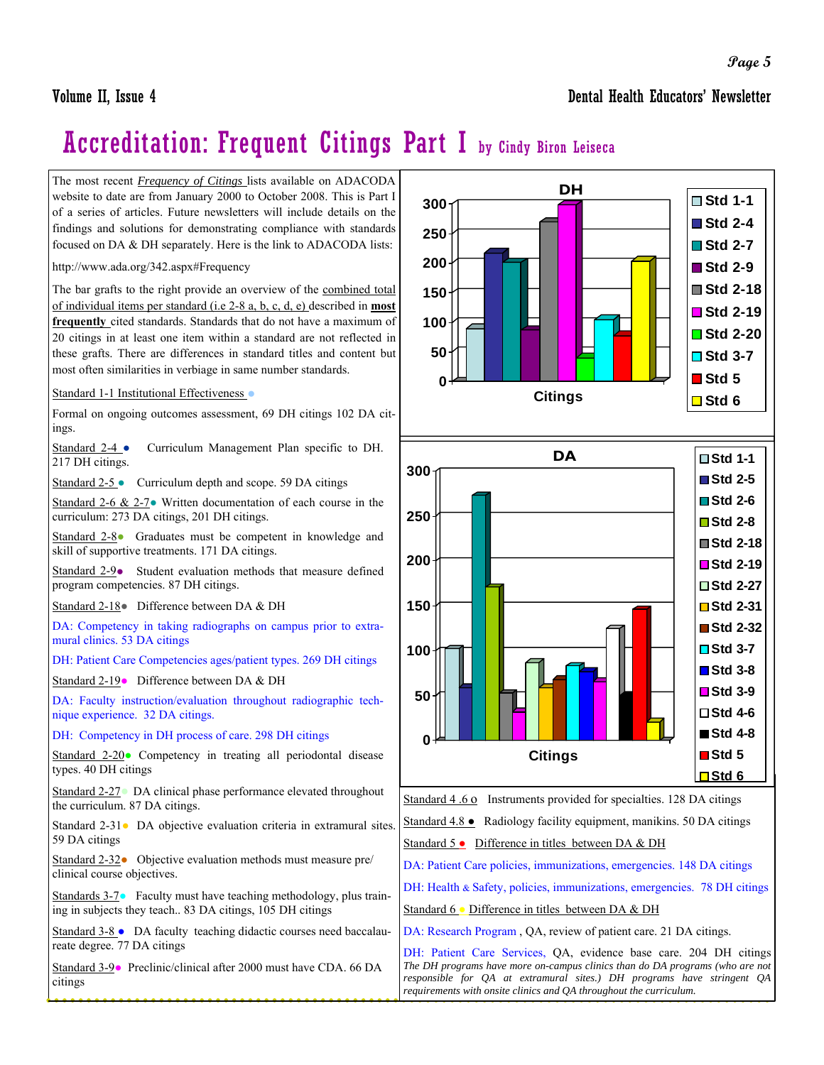# Accreditation: Frequent Citings Part I by Cindy Biron Leiseca

The most recent *Frequency of Citings* lists available on ADACODA website to date are from January 2000 to October 2008. This is Part I of a series of articles. Future newsletters will include details on the findings and solutions for demonstrating compliance with standards focused on DA & DH separately. Here is the link to ADACODA lists:

http://www.ada.org/342.aspx#Frequency

The bar grafts to the right provide an overview of the combined total of individual items per standard (i.e 2-8 a, b, c, d, e) described in **most frequently** cited standards. Standards that do not have a maximum of 20 citings in at least one item within a standard are not reflected in these grafts. There are differences in standard titles and content but most often similarities in verbiage in same number standards.

Standard 1-1 Institutional Effectiveness ●

Formal on ongoing outcomes assessment, 69 DH citings 102 DA citings.

Standard 2-4 ● Curriculum Management Plan specific to DH. 217 DH citings.

Standard 2-5 ● Curriculum depth and scope. 59 DA citings

Standard 2-6 & 2-7● Written documentation of each course in the curriculum: 273 DA citings, 201 DH citings.

Standard 2-8● Graduates must be competent in knowledge and skill of supportive treatments. 171 DA citings.

Standard 2-9● Student evaluation methods that measure defined program competencies. 87 DH citings.

Standard 2-18● Difference between DA & DH

DA: Competency in taking radiographs on campus prior to extramural clinics. 53 DA citings

DH: Patient Care Competencies ages/patient types. 269 DH citings

Standard 2-19● Difference between DA & DH

DA: Faculty instruction/evaluation throughout radiographic technique experience. 32 DA citings.

DH: Competency in DH process of care. 298 DH citings

Standard 2-20● Competency in treating all periodontal disease types. 40 DH citings

Standard 2-27● DA clinical phase performance elevated throughout the curriculum. 87 DA citings.

Standard 2-31● DA objective evaluation criteria in extramural sites. 59 DA citings

Standard 2-32● Objective evaluation methods must measure pre/clinical course objectives.

Standards 3-7● Faculty must have teaching methodology, plus training in subjects they teach.. 83 DA citings, 105 DH citings

Standard 3-8 ● DA faculty teaching didactic courses need baccalaureate degree. 77 DA citings

Standard 3-9● Preclinic/clinical after 2000 must have CDA. 66 DA citings

**DH** (Citings): Std 1-1, Std 2-4, Std 2-7, Std 2-9, Std 2-18, Std 2-19, Std 2-20, Std 3-7, Std 5, Std 6

**DA** (Citings): Std 1-1, Std 2-5, Std 2-6, Std 2-8, Std 2-18, Std 2-19, Std 2-27, Std 2-31, Std 2-32, Std 3-7, Std 3-8, Std 3-9, Std 4-6, Std 4-8, Std 5, Std 6

Standard 4 .6 o Instruments provided for specialties. 128 DA citings

Standard 4.8 ● Radiology facility equipment, manikins. 50 DA citings

Standard 5 ● Difference in titles between DA & DH

DA: Patient Care policies, immunizations, emergencies. 148 DA citings

DH: Health & Safety, policies, immunizations, emergencies. 78 DH citings

Standard 6 ● Difference in titles between DA & DH

DA: Research Program , QA, review of patient care. 21 DA citings.

DH: Patient Care Services, QA, evidence base care. 204 DH citings

*The DH programs have more on-campus clinics than do DA programs (who are not responsible for QA at extramural sites.) DH programs have stringent QA requirements with onsite clinics and QA throughout the curriculum.*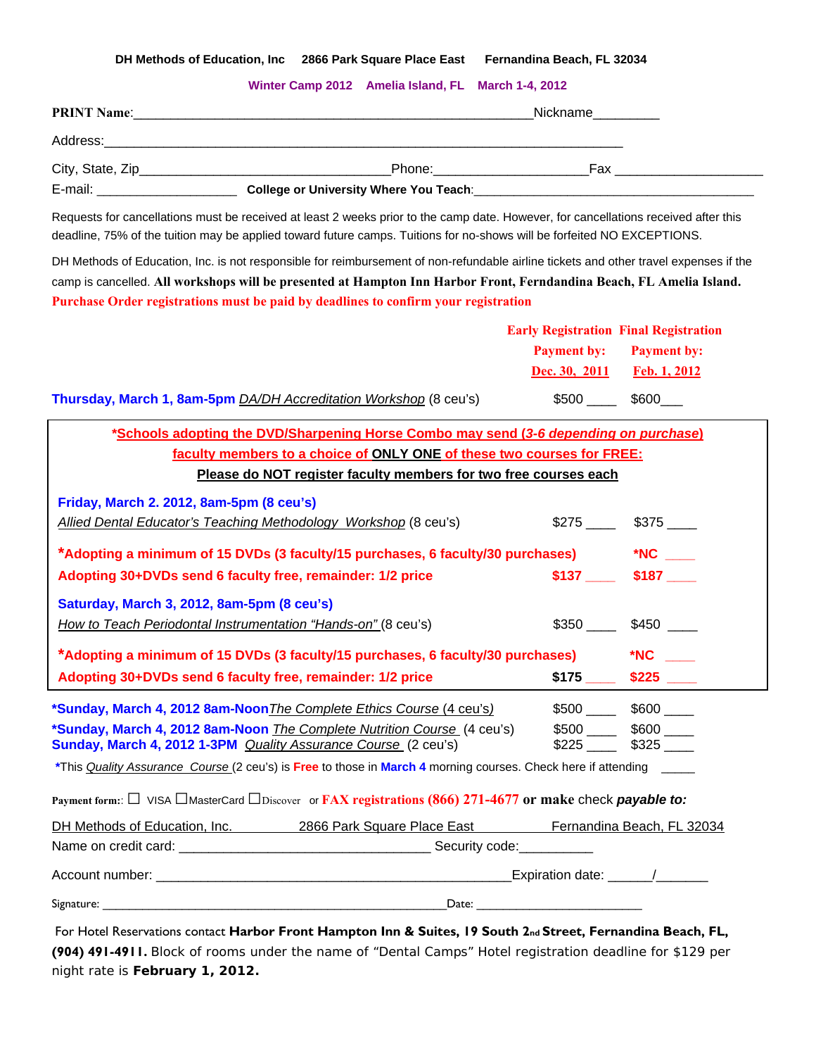**DH Methods of Education, Inc  2866 Park Square Place East  Fernandina Beach, FL 32034**

**Winter Camp 2012  Amelia Island, FL  March 1-4, 2012**

**PRINT Name**:______________________________________________________Nickname_________

Address:______________________________________________________________________

City, State, Zip_________________________________Phone:___________________Fax ___________________

E-mail: ___________________ **College or University Where You Teach**:______________________________________

Requests for cancellations must be received at least 2 weeks prior to the camp date. However, for cancellations received after this deadline, 75% of the tuition may be applied toward future camps. Tuitions for no-shows will be forfeited NO EXCEPTIONS.

DH Methods of Education, Inc. is not responsible for reimbursement of non-refundable airline tickets and other travel expenses if the camp is cancelled. **All workshops will be presented at Hampton Inn Harbor Front, Ferndandina Beach, FL Amelia Island.**

**Purchase Order registrations must be paid by deadlines to confirm your registration**

| | Early Registration Payment by: Dec. 30, 2011 | Final Registration Payment by: Feb. 1, 2012 |
|---|---|---|
| **Thursday, March 1, 8am-5pm** *DA/DH Accreditation Workshop* (8 ceu's) | $500 ____ | $600___ |

**\*Schools adopting the DVD/Sharpening Horse Combo may send (*3-6 depending on purchase*) faculty members to a choice of ONLY ONE of these two courses for FREE:**

**Please do NOT register faculty members for two free courses each**

| | Early Registration | Final Registration |
|---|---|---|
| **Friday, March 2. 2012, 8am-5pm (8 ceu's)** | | |
| *Allied Dental Educator's Teaching Methodology Workshop* (8 ceu's) | $275 ____ | $375 ____ |
| **\*Adopting a minimum of 15 DVDs (3 faculty/15 purchases, 6 faculty/30 purchases)** | | **\*NC ____** |
| **Adopting 30+DVDs send 6 faculty free, remainder: 1/2 price** | **$137 ____** | **$187 ____** |
| **Saturday, March 3, 2012, 8am-5pm (8 ceu's)** | | |
| *How to Teach Periodontal Instrumentation "Hands-on"* (8 ceu's) | $350 ____ | $450 ____ |
| **\*Adopting a minimum of 15 DVDs (3 faculty/15 purchases, 6 faculty/30 purchases)** | | **\*NC ____** |
| **Adopting 30+DVDs send 6 faculty free, remainder: 1/2 price** | **$175 ____** | **$225 ____** |

| | Early Registration | Final Registration |
|---|---|---|
| **\*Sunday, March 4, 2012 8am-Noon** *The Complete Ethics Course* (4 ceu's) | $500 ____ | $600 ____ |
| **\*Sunday, March 4, 2012 8am-Noon** *The Complete Nutrition Course* (4 ceu's) | $500 ____ | $600 ____ |
| **Sunday, March 4, 2012 1-3PM** *Quality Assurance Course* (2 ceu's) | $225 ____ | $325 ____ |

**\***This *Quality Assurance Course* (2 ceu's) is **Free** to those in **March 4** morning courses. Check here if attending _____

**Payment form:**: ☐ VISA ☐MasterCard ☐Discover or **FAX registrations (866) 271-4677 or make** check ***payable to:***

DH Methods of Education, Inc.  2866 Park Square Place East  Fernandina Beach, FL 32034

Name on credit card: ___________________________________ Security code:__________

Account number: _________________________________________________Expiration date: ______/_______

Signature: _______________________________________________________Date: ________________________

For Hotel Reservations contact **Harbor Front Hampton Inn & Suites, 19 South 2nd Street, Fernandina Beach, FL, (904) 491-4911.** Block of rooms under the name of "Dental Camps" Hotel registration deadline for $129 per night rate is **February 1, 2012.**